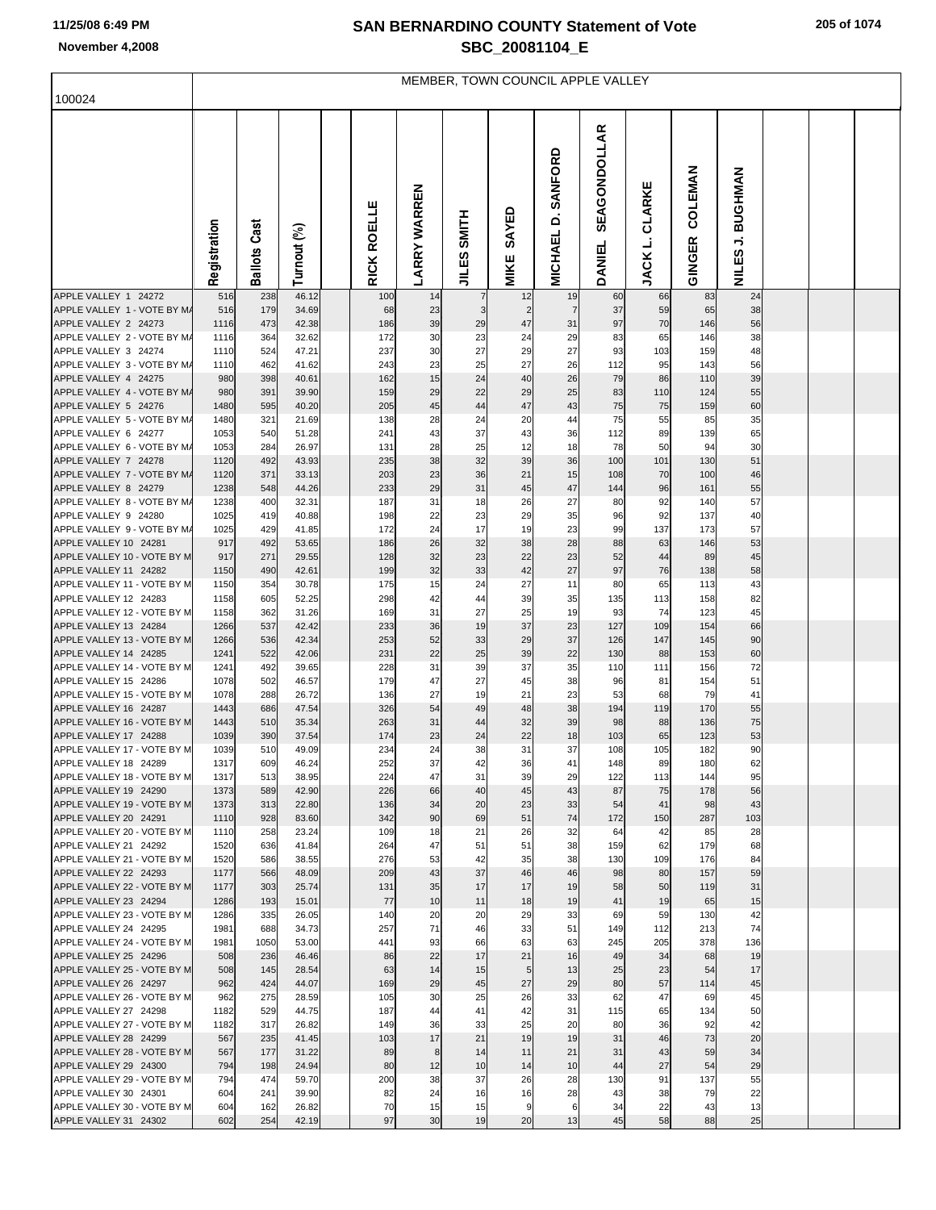# SAN BERNARDINO COUNTY Statement of Vote
## SBC_20081104_E

11/25/08 6:49 PM

November 4,2008

MEMBER, TOWN COUNCIL APPLE VALLEY

100024

| | Registration | Ballots Cast | Turnout (%) | | RICK ROELLE | LARRY WARREN | JILES SMITH | MIKE SAYED | MICHAEL D. SANFORD | DANIEL SEAGONDOLLAR | JACK L. CLARKE | GINGER COLEMAN | NILES J. BUGHMAN | | | |
|---|---|---|---|---|---|---|---|---|---|---|---|---|---|---|---|---|
| APPLE VALLEY 1 24272 | 516 | 238 | 46.12 | | 100 | 14 | 7 | 12 | 19 | 60 | 66 | 83 | 24 | | | |
| APPLE VALLEY 1 - VOTE BY MA | 516 | 179 | 34.69 | | 68 | 23 | 3 | 2 | 7 | 37 | 59 | 65 | 38 | | | |
| APPLE VALLEY 2 24273 | 1116 | 473 | 42.38 | | 186 | 39 | 29 | 47 | 31 | 97 | 70 | 146 | 56 | | | |
| APPLE VALLEY 2 - VOTE BY MA | 1116 | 364 | 32.62 | | 172 | 30 | 23 | 24 | 29 | 83 | 65 | 146 | 38 | | | |
| APPLE VALLEY 3 24274 | 1110 | 524 | 47.21 | | 237 | 30 | 27 | 29 | 27 | 93 | 103 | 159 | 48 | | | |
| APPLE VALLEY 3 - VOTE BY MA | 1110 | 462 | 41.62 | | 243 | 23 | 25 | 27 | 26 | 112 | 95 | 143 | 56 | | | |
| APPLE VALLEY 4 24275 | 980 | 398 | 40.61 | | 162 | 15 | 24 | 40 | 26 | 79 | 86 | 110 | 39 | | | |
| APPLE VALLEY 4 - VOTE BY MA | 980 | 391 | 39.90 | | 159 | 29 | 22 | 29 | 25 | 83 | 110 | 124 | 55 | | | |
| APPLE VALLEY 5 24276 | 1480 | 595 | 40.20 | | 205 | 45 | 44 | 47 | 43 | 75 | 75 | 159 | 60 | | | |
| APPLE VALLEY 5 - VOTE BY MA | 1480 | 321 | 21.69 | | 138 | 28 | 24 | 20 | 44 | 75 | 55 | 85 | 35 | | | |
| APPLE VALLEY 6 24277 | 1053 | 540 | 51.28 | | 241 | 43 | 37 | 43 | 36 | 112 | 89 | 139 | 65 | | | |
| APPLE VALLEY 6 - VOTE BY MA | 1053 | 284 | 26.97 | | 131 | 28 | 25 | 12 | 18 | 78 | 50 | 94 | 30 | | | |
| APPLE VALLEY 7 24278 | 1120 | 492 | 43.93 | | 235 | 38 | 32 | 39 | 36 | 100 | 101 | 130 | 51 | | | |
| APPLE VALLEY 7 - VOTE BY MA | 1120 | 371 | 33.13 | | 203 | 23 | 36 | 21 | 15 | 108 | 70 | 100 | 46 | | | |
| APPLE VALLEY 8 24279 | 1238 | 548 | 44.26 | | 233 | 29 | 31 | 45 | 47 | 144 | 96 | 161 | 55 | | | |
| APPLE VALLEY 8 - VOTE BY MA | 1238 | 400 | 32.31 | | 187 | 31 | 18 | 26 | 27 | 80 | 92 | 140 | 57 | | | |
| APPLE VALLEY 9 24280 | 1025 | 419 | 40.88 | | 198 | 22 | 23 | 29 | 35 | 96 | 92 | 137 | 40 | | | |
| APPLE VALLEY 9 - VOTE BY MA | 1025 | 429 | 41.85 | | 172 | 24 | 17 | 19 | 23 | 99 | 137 | 173 | 57 | | | |
| APPLE VALLEY 10 24281 | 917 | 492 | 53.65 | | 186 | 26 | 32 | 38 | 28 | 88 | 63 | 146 | 53 | | | |
| APPLE VALLEY 10 - VOTE BY M | 917 | 271 | 29.55 | | 128 | 32 | 23 | 22 | 23 | 52 | 44 | 89 | 45 | | | |
| APPLE VALLEY 11 24282 | 1150 | 490 | 42.61 | | 199 | 32 | 33 | 42 | 27 | 97 | 76 | 138 | 58 | | | |
| APPLE VALLEY 11 - VOTE BY M | 1150 | 354 | 30.78 | | 175 | 15 | 24 | 27 | 11 | 80 | 65 | 113 | 43 | | | |
| APPLE VALLEY 12 24283 | 1158 | 605 | 52.25 | | 298 | 42 | 44 | 39 | 35 | 135 | 113 | 158 | 82 | | | |
| APPLE VALLEY 12 - VOTE BY M | 1158 | 362 | 31.26 | | 169 | 31 | 27 | 25 | 19 | 93 | 74 | 123 | 45 | | | |
| APPLE VALLEY 13 24284 | 1266 | 537 | 42.42 | | 233 | 36 | 19 | 37 | 23 | 127 | 109 | 154 | 66 | | | |
| APPLE VALLEY 13 - VOTE BY M | 1266 | 536 | 42.34 | | 253 | 52 | 33 | 29 | 37 | 126 | 147 | 145 | 90 | | | |
| APPLE VALLEY 14 24285 | 1241 | 522 | 42.06 | | 231 | 22 | 25 | 39 | 22 | 130 | 88 | 153 | 60 | | | |
| APPLE VALLEY 14 - VOTE BY M | 1241 | 492 | 39.65 | | 228 | 31 | 39 | 37 | 35 | 110 | 111 | 156 | 72 | | | |
| APPLE VALLEY 15 24286 | 1078 | 502 | 46.57 | | 179 | 47 | 27 | 45 | 38 | 96 | 81 | 154 | 51 | | | |
| APPLE VALLEY 15 - VOTE BY M | 1078 | 288 | 26.72 | | 136 | 27 | 19 | 21 | 23 | 53 | 68 | 79 | 41 | | | |
| APPLE VALLEY 16 24287 | 1443 | 686 | 47.54 | | 326 | 54 | 49 | 48 | 38 | 194 | 119 | 170 | 55 | | | |
| APPLE VALLEY 16 - VOTE BY M | 1443 | 510 | 35.34 | | 263 | 31 | 44 | 32 | 39 | 98 | 88 | 136 | 75 | | | |
| APPLE VALLEY 17 24288 | 1039 | 390 | 37.54 | | 174 | 23 | 24 | 22 | 18 | 103 | 65 | 123 | 53 | | | |
| APPLE VALLEY 17 - VOTE BY M | 1039 | 510 | 49.09 | | 234 | 24 | 38 | 31 | 37 | 108 | 105 | 182 | 90 | | | |
| APPLE VALLEY 18 24289 | 1317 | 609 | 46.24 | | 252 | 37 | 42 | 36 | 41 | 148 | 89 | 180 | 62 | | | |
| APPLE VALLEY 18 - VOTE BY M | 1317 | 513 | 38.95 | | 224 | 47 | 31 | 39 | 29 | 122 | 113 | 144 | 95 | | | |
| APPLE VALLEY 19 24290 | 1373 | 589 | 42.90 | | 226 | 66 | 40 | 45 | 43 | 87 | 75 | 178 | 56 | | | |
| APPLE VALLEY 19 - VOTE BY M | 1373 | 313 | 22.80 | | 136 | 34 | 20 | 23 | 33 | 54 | 41 | 98 | 43 | | | |
| APPLE VALLEY 20 24291 | 1110 | 928 | 83.60 | | 342 | 90 | 69 | 51 | 74 | 172 | 150 | 287 | 103 | | | |
| APPLE VALLEY 20 - VOTE BY M | 1110 | 258 | 23.24 | | 109 | 18 | 21 | 26 | 32 | 64 | 42 | 85 | 28 | | | |
| APPLE VALLEY 21 24292 | 1520 | 636 | 41.84 | | 264 | 47 | 51 | 51 | 38 | 159 | 62 | 179 | 68 | | | |
| APPLE VALLEY 21 - VOTE BY M | 1520 | 586 | 38.55 | | 276 | 53 | 42 | 35 | 38 | 130 | 109 | 176 | 84 | | | |
| APPLE VALLEY 22 24293 | 1177 | 566 | 48.09 | | 209 | 43 | 37 | 46 | 46 | 98 | 80 | 157 | 59 | | | |
| APPLE VALLEY 22 - VOTE BY M | 1177 | 303 | 25.74 | | 131 | 35 | 17 | 17 | 19 | 58 | 50 | 119 | 31 | | | |
| APPLE VALLEY 23 24294 | 1286 | 193 | 15.01 | | 77 | 10 | 11 | 18 | 19 | 41 | 19 | 65 | 15 | | | |
| APPLE VALLEY 23 - VOTE BY M | 1286 | 335 | 26.05 | | 140 | 20 | 20 | 29 | 33 | 69 | 59 | 130 | 42 | | | |
| APPLE VALLEY 24 24295 | 1981 | 688 | 34.73 | | 257 | 71 | 46 | 33 | 51 | 149 | 112 | 213 | 74 | | | |
| APPLE VALLEY 24 - VOTE BY M | 1981 | 1050 | 53.00 | | 441 | 93 | 66 | 63 | 63 | 245 | 205 | 378 | 136 | | | |
| APPLE VALLEY 25 24296 | 508 | 236 | 46.46 | | 86 | 22 | 17 | 21 | 16 | 49 | 34 | 68 | 19 | | | |
| APPLE VALLEY 25 - VOTE BY M | 508 | 145 | 28.54 | | 63 | 14 | 15 | 5 | 13 | 25 | 23 | 54 | 17 | | | |
| APPLE VALLEY 26 24297 | 962 | 424 | 44.07 | | 169 | 29 | 45 | 27 | 29 | 80 | 57 | 114 | 45 | | | |
| APPLE VALLEY 26 - VOTE BY M | 962 | 275 | 28.59 | | 105 | 30 | 25 | 26 | 33 | 62 | 47 | 69 | 45 | | | |
| APPLE VALLEY 27 24298 | 1182 | 529 | 44.75 | | 187 | 44 | 41 | 42 | 31 | 115 | 65 | 134 | 50 | | | |
| APPLE VALLEY 27 - VOTE BY M | 1182 | 317 | 26.82 | | 149 | 36 | 33 | 25 | 20 | 80 | 36 | 92 | 42 | | | |
| APPLE VALLEY 28 24299 | 567 | 235 | 41.45 | | 103 | 17 | 21 | 19 | 19 | 31 | 46 | 73 | 20 | | | |
| APPLE VALLEY 28 - VOTE BY M | 567 | 177 | 31.22 | | 89 | 8 | 14 | 11 | 21 | 31 | 43 | 59 | 34 | | | |
| APPLE VALLEY 29 24300 | 794 | 198 | 24.94 | | 80 | 12 | 10 | 14 | 10 | 44 | 27 | 54 | 29 | | | |
| APPLE VALLEY 29 - VOTE BY M | 794 | 474 | 59.70 | | 200 | 38 | 37 | 26 | 28 | 130 | 91 | 137 | 55 | | | |
| APPLE VALLEY 30 24301 | 604 | 241 | 39.90 | | 82 | 24 | 16 | 16 | 28 | 43 | 38 | 79 | 22 | | | |
| APPLE VALLEY 30 - VOTE BY M | 604 | 162 | 26.82 | | 70 | 15 | 15 | 9 | 6 | 34 | 22 | 43 | 13 | | | |
| APPLE VALLEY 31 24302 | 602 | 254 | 42.19 | | 97 | 30 | 19 | 20 | 13 | 45 | 58 | 88 | 25 | | | |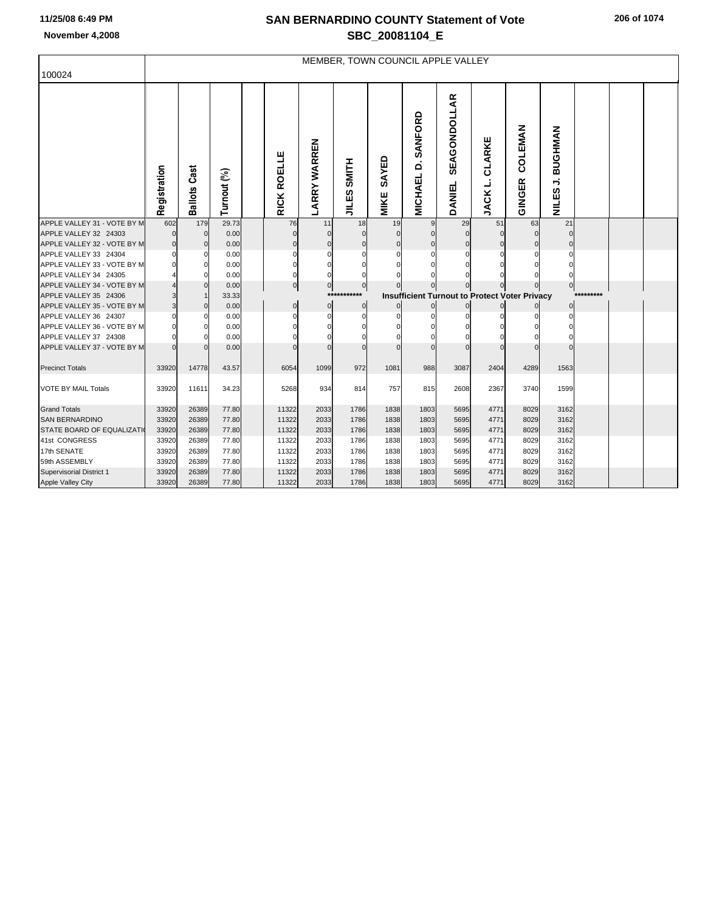# SAN BERNARDINO COUNTY Statement of Vote

## SBC_20081104_E

November 4,2008

| 100024 | MEMBER, TOWN COUNCIL APPLE VALLEY | | | | | | | | | | | | | | | |
|---|---|---|---|---|---|---|---|---|---|---|---|---|---|---|---|---|
| | Registration | Ballots Cast | Turnout (%) | | RICK ROELLE | LARRY WARREN | JILES SMITH | MIKE SAYED | MICHAEL D. SANFORD | DANIEL SEAGONDOLLAR | JACK L. CLARKE | GINGER COLEMAN | NILES J. BUGHMAN | | | |
| APPLE VALLEY 31 - VOTE BY M | 602 | 179 | 29.73 | | 76 | 11 | 18 | 19 | 9 | 29 | 51 | 63 | 21 | | | |
| APPLE VALLEY 32 24303 | 0 | 0 | 0.00 | | 0 | 0 | 0 | 0 | 0 | 0 | 0 | 0 | 0 | | | |
| APPLE VALLEY 32 - VOTE BY M | 0 | 0 | 0.00 | | 0 | 0 | 0 | 0 | 0 | 0 | 0 | 0 | 0 | | | |
| APPLE VALLEY 33 24304 | 0 | 0 | 0.00 | | 0 | 0 | 0 | 0 | 0 | 0 | 0 | 0 | 0 | | | |
| APPLE VALLEY 33 - VOTE BY M | 0 | 0 | 0.00 | | 0 | 0 | 0 | 0 | 0 | 0 | 0 | 0 | 0 | | | |
| APPLE VALLEY 34 24305 | 4 | 0 | 0.00 | | 0 | 0 | 0 | 0 | 0 | 0 | 0 | 0 | 0 | | | |
| APPLE VALLEY 34 - VOTE BY M | 4 | 0 | 0.00 | | 0 | 0 | 0 | 0 | 0 | 0 | 0 | 0 | 0 | | | |
| APPLE VALLEY 35 24306 | 3 | 1 | 33.33 | | | | *********** | | Insufficient Turnout to Protect Voter Privacy | | | | | ********* | | |
| APPLE VALLEY 35 - VOTE BY M | 3 | 0 | 0.00 | | 0 | 0 | 0 | 0 | 0 | 0 | 0 | 0 | 0 | | | |
| APPLE VALLEY 36 24307 | 0 | 0 | 0.00 | | 0 | 0 | 0 | 0 | 0 | 0 | 0 | 0 | 0 | | | |
| APPLE VALLEY 36 - VOTE BY M | 0 | 0 | 0.00 | | 0 | 0 | 0 | 0 | 0 | 0 | 0 | 0 | 0 | | | |
| APPLE VALLEY 37 24308 | 0 | 0 | 0.00 | | 0 | 0 | 0 | 0 | 0 | 0 | 0 | 0 | 0 | | | |
| APPLE VALLEY 37 - VOTE BY M | 0 | 0 | 0.00 | | 0 | 0 | 0 | 0 | 0 | 0 | 0 | 0 | 0 | | | |
| Precinct Totals | 33920 | 14778 | 43.57 | | 6054 | 1099 | 972 | 1081 | 988 | 3087 | 2404 | 4289 | 1563 | | | |
| VOTE BY MAIL Totals | 33920 | 11611 | 34.23 | | 5268 | 934 | 814 | 757 | 815 | 2608 | 2367 | 3740 | 1599 | | | |
| Grand Totals | 33920 | 26389 | 77.80 | | 11322 | 2033 | 1786 | 1838 | 1803 | 5695 | 4771 | 8029 | 3162 | | | |
| SAN BERNARDINO | 33920 | 26389 | 77.80 | | 11322 | 2033 | 1786 | 1838 | 1803 | 5695 | 4771 | 8029 | 3162 | | | |
| STATE BOARD OF EQUALIZATI | 33920 | 26389 | 77.80 | | 11322 | 2033 | 1786 | 1838 | 1803 | 5695 | 4771 | 8029 | 3162 | | | |
| 41st CONGRESS | 33920 | 26389 | 77.80 | | 11322 | 2033 | 1786 | 1838 | 1803 | 5695 | 4771 | 8029 | 3162 | | | |
| 17th SENATE | 33920 | 26389 | 77.80 | | 11322 | 2033 | 1786 | 1838 | 1803 | 5695 | 4771 | 8029 | 3162 | | | |
| 59th ASSEMBLY | 33920 | 26389 | 77.80 | | 11322 | 2033 | 1786 | 1838 | 1803 | 5695 | 4771 | 8029 | 3162 | | | |
| Supervisorial District 1 | 33920 | 26389 | 77.80 | | 11322 | 2033 | 1786 | 1838 | 1803 | 5695 | 4771 | 8029 | 3162 | | | |
| Apple Valley City | 33920 | 26389 | 77.80 | | 11322 | 2033 | 1786 | 1838 | 1803 | 5695 | 4771 | 8029 | 3162 | | | |